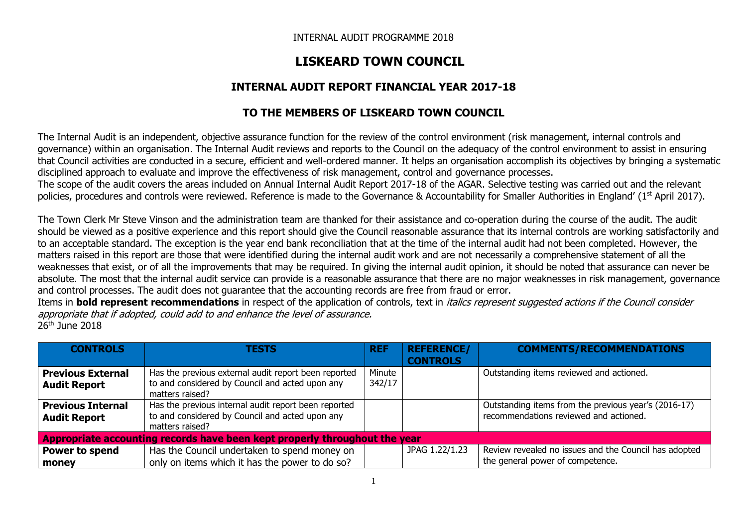INTERNAL AUDIT PROGRAMME 2018

# LISKEARD TOWN COUNCIL

## INTERNAL AUDIT REPORT FINANCIAL YEAR 2017-18

## TO THE MEMBERS OF LISKEARD TOWN COUNCIL

The Internal Audit is an independent, objective assurance function for the review of the control environment (risk management, internal controls and governance) within an organisation. The Internal Audit reviews and reports to the Council on the adequacy of the control environment to assist in ensuring that Council activities are conducted in a secure, efficient and well-ordered manner. It helps an organisation accomplish its objectives by bringing a systematic disciplined approach to evaluate and improve the effectiveness of risk management, control and governance processes.
The scope of the audit covers the areas included on Annual Internal Audit Report 2017-18 of the AGAR. Selective testing was carried out and the relevant policies, procedures and controls were reviewed. Reference is made to the Governance & Accountability for Smaller Authorities in England' (1st April 2017).

The Town Clerk Mr Steve Vinson and the administration team are thanked for their assistance and co-operation during the course of the audit. The audit should be viewed as a positive experience and this report should give the Council reasonable assurance that its internal controls are working satisfactorily and to an acceptable standard. The exception is the year end bank reconciliation that at the time of the internal audit had not been completed. However, the matters raised in this report are those that were identified during the internal audit work and are not necessarily a comprehensive statement of all the weaknesses that exist, or of all the improvements that may be required. In giving the internal audit opinion, it should be noted that assurance can never be absolute. The most that the internal audit service can provide is a reasonable assurance that there are no major weaknesses in risk management, governance and control processes. The audit does not guarantee that the accounting records are free from fraud or error.
Items in **bold represent recommendations** in respect of the application of controls, text in *italics represent suggested actions if the Council consider appropriate that if adopted, could add to and enhance the level of assurance.*
26th June 2018

| CONTROLS | TESTS | REF | REFERENCE/ CONTROLS | COMMENTS/RECOMMENDATIONS |
|---|---|---|---|---|
| **Previous External Audit Report** | Has the previous external audit report been reported to and considered by Council and acted upon any matters raised? | Minute 342/17 | | Outstanding items reviewed and actioned. |
| **Previous Internal Audit Report** | Has the previous internal audit report been reported to and considered by Council and acted upon any matters raised? | | | Outstanding items from the previous year's (2016-17) recommendations reviewed and actioned. |
| **Appropriate accounting records have been kept properly throughout the year** | | | | |
| **Power to spend money** | Has the Council undertaken to spend money on only on items which it has the power to do so? | | JPAG 1.22/1.23 | Review revealed no issues and the Council has adopted the general power of competence. |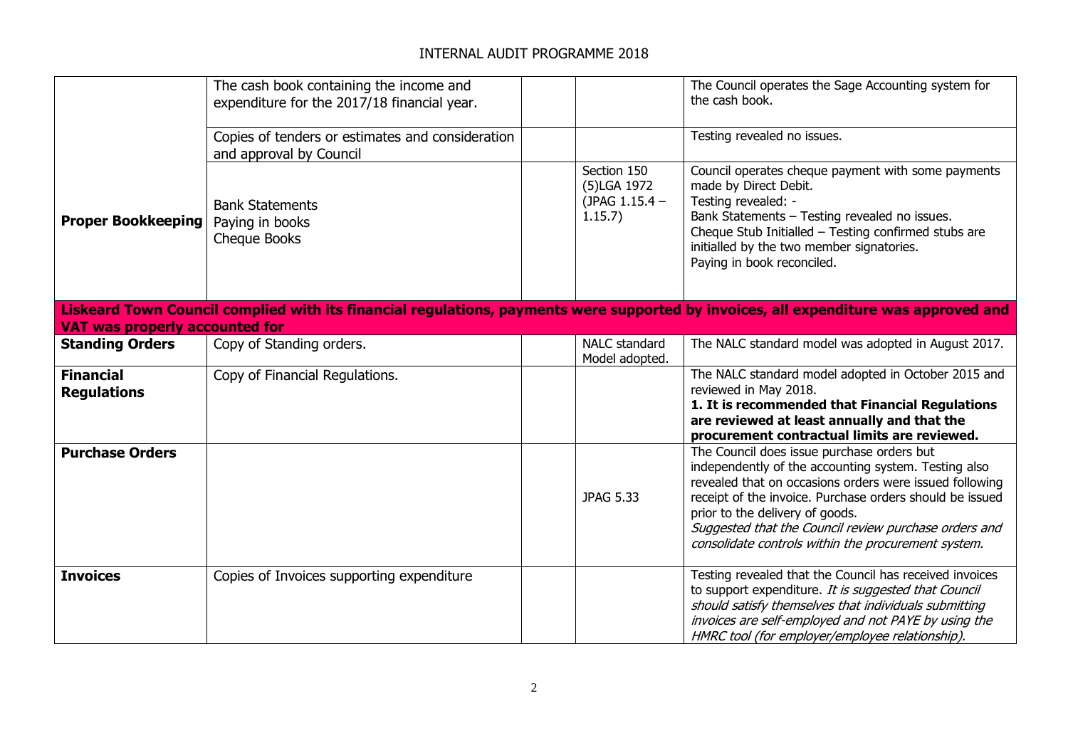# INTERNAL AUDIT PROGRAMME 2018

| | | | | |
|---|---|---|---|---|
| **Proper Bookkeeping** | The cash book containing the income and expenditure for the 2017/18 financial year. | | | The Council operates the Sage Accounting system for the cash book. |
| | Copies of tenders or estimates and consideration and approval by Council | | | Testing revealed no issues. |
| | Bank Statements<br>Paying in books<br>Cheque Books | | Section 150 (5)LGA 1972 (JPAG 1.15.4 – 1.15.7) | Council operates cheque payment with some payments made by Direct Debit.<br>Testing revealed: -<br>Bank Statements – Testing revealed no issues.<br>Cheque Stub Initialled – Testing confirmed stubs are initialled by the two member signatories.<br>Paying in book reconciled. |
| **Liskeard Town Council complied with its financial regulations, payments were supported by invoices, all expenditure was approved and VAT was properly accounted for** | | | | |
| **Standing Orders** | Copy of Standing orders. | | NALC standard Model adopted. | The NALC standard model was adopted in August 2017. |
| **Financial Regulations** | Copy of Financial Regulations. | | | The NALC standard model adopted in October 2015 and reviewed in May 2018.<br>**1. It is recommended that Financial Regulations are reviewed at least annually and that the procurement contractual limits are reviewed.** |
| **Purchase Orders** | | | JPAG 5.33 | The Council does issue purchase orders but independently of the accounting system. Testing also revealed that on occasions orders were issued following receipt of the invoice. Purchase orders should be issued prior to the delivery of goods.<br>*Suggested that the Council review purchase orders and consolidate controls within the procurement system.* |
| **Invoices** | Copies of Invoices supporting expenditure | | | Testing revealed that the Council has received invoices to support expenditure. *It is suggested that Council should satisfy themselves that individuals submitting invoices are self-employed and not PAYE by using the HMRC tool (for employer/employee relationship).* |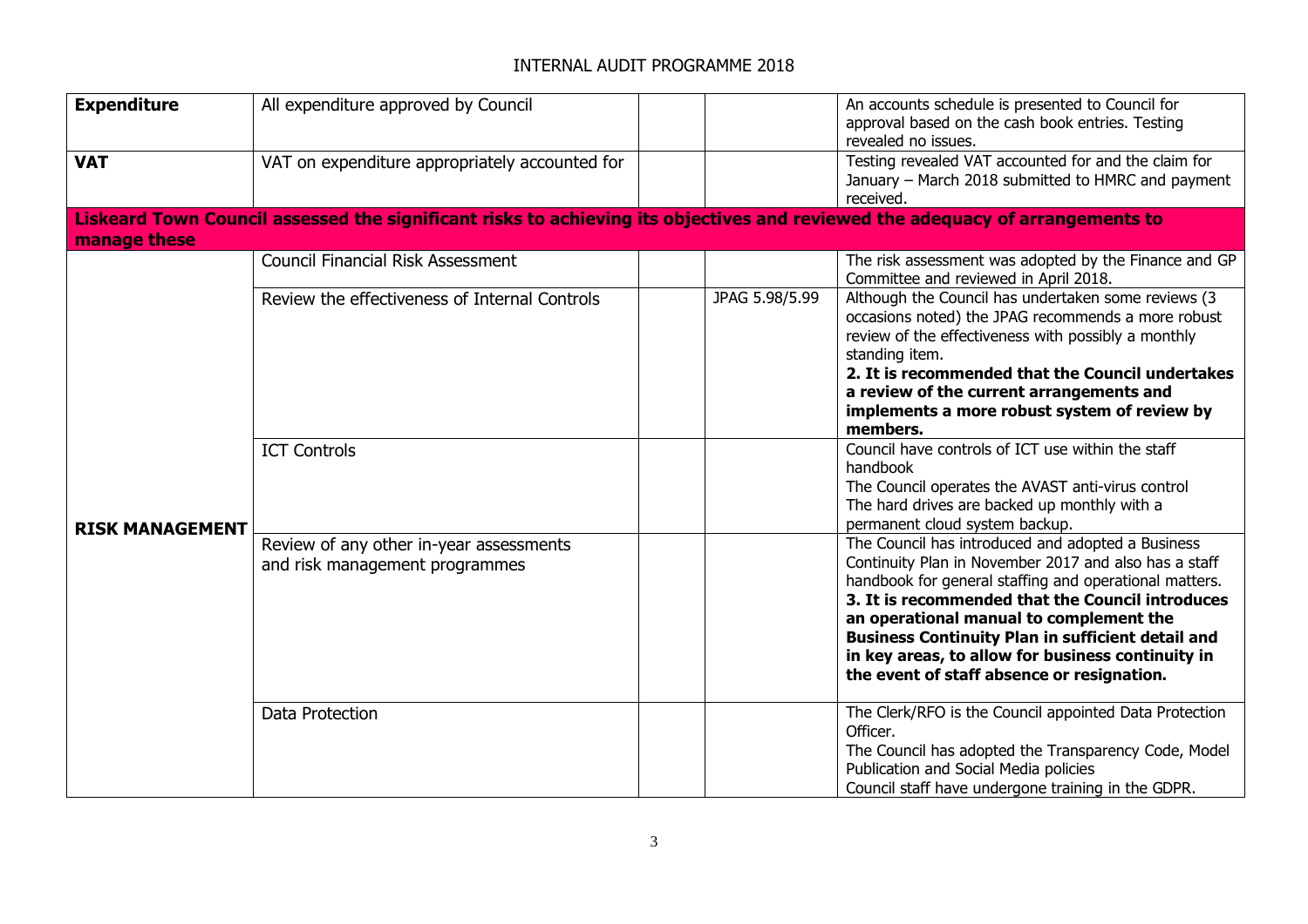| | | | | |
|---|---|---|---|---|
| **Expenditure** | All expenditure approved by Council | | | An accounts schedule is presented to Council for approval based on the cash book entries. Testing revealed no issues. |
| **VAT** | VAT on expenditure appropriately accounted for | | | Testing revealed VAT accounted for and the claim for January – March 2018 submitted to HMRC and payment received. |
| **Liskeard Town Council assessed the significant risks to achieving its objectives and reviewed the adequacy of arrangements to manage these** | | | | |
| **RISK MANAGEMENT** | Council Financial Risk Assessment | | | The risk assessment was adopted by the Finance and GP Committee and reviewed in April 2018. |
| | Review the effectiveness of Internal Controls | | JPAG 5.98/5.99 | Although the Council has undertaken some reviews (3 occasions noted) the JPAG recommends a more robust review of the effectiveness with possibly a monthly standing item. **2. It is recommended that the Council undertakes a review of the current arrangements and implements a more robust system of review by members.** |
| | ICT Controls | | | Council have controls of ICT use within the staff handbook<br>The Council operates the AVAST anti-virus control<br>The hard drives are backed up monthly with a permanent cloud system backup. |
| | Review of any other in-year assessments and risk management programmes | | | The Council has introduced and adopted a Business Continuity Plan in November 2017 and also has a staff handbook for general staffing and operational matters. **3. It is recommended that the Council introduces an operational manual to complement the Business Continuity Plan in sufficient detail and in key areas, to allow for business continuity in the event of staff absence or resignation.** |
| | Data Protection | | | The Clerk/RFO is the Council appointed Data Protection Officer.<br>The Council has adopted the Transparency Code, Model Publication and Social Media policies<br>Council staff have undergone training in the GDPR. |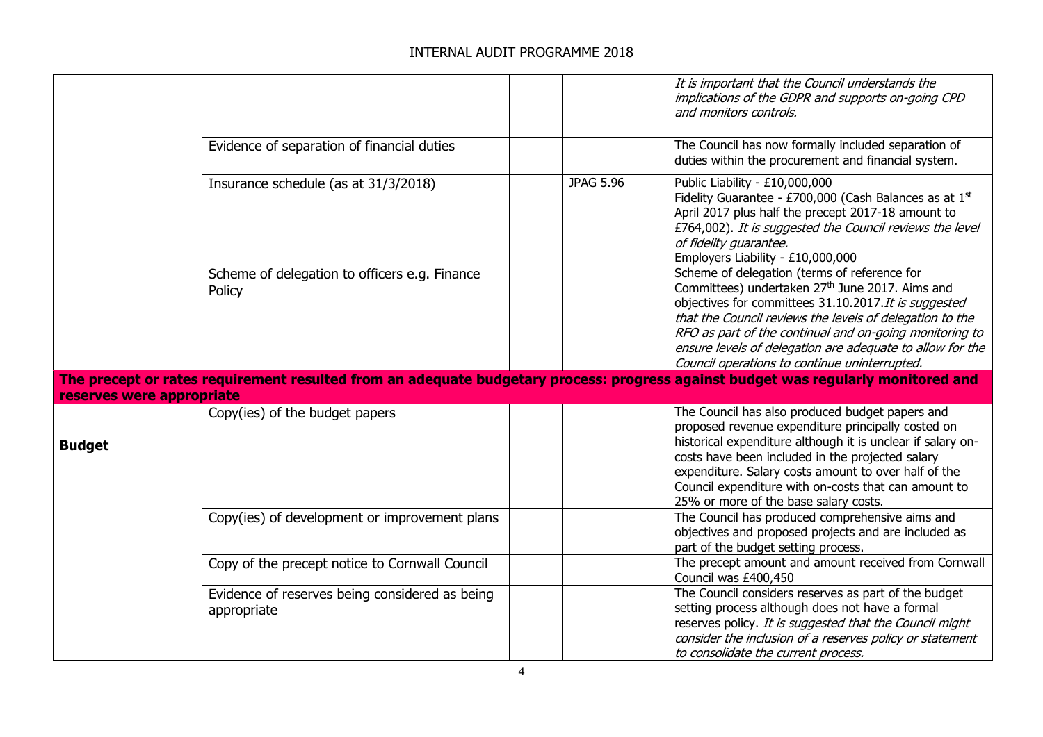| | | | | |
|---|---|---|---|---|
| | | | | *It is important that the Council understands the implications of the GDPR and supports on-going CPD and monitors controls.* |
| | Evidence of separation of financial duties | | | The Council has now formally included separation of duties within the procurement and financial system. |
| | Insurance schedule (as at 31/3/2018) | | JPAG 5.96 | Public Liability - £10,000,000<br>Fidelity Guarantee - £700,000 (Cash Balances as at 1st April 2017 plus half the precept 2017-18 amount to £764,002). *It is suggested the Council reviews the level of fidelity guarantee.*<br>Employers Liability - £10,000,000 |
| | Scheme of delegation to officers e.g. Finance Policy | | | Scheme of delegation (terms of reference for Committees) undertaken 27th June 2017. Aims and objectives for committees 31.10.2017. *It is suggested that the Council reviews the levels of delegation to the RFO as part of the continual and on-going monitoring to ensure levels of delegation are adequate to allow for the Council operations to continue uninterrupted.* |
| **The precept or rates requirement resulted from an adequate budgetary process: progress against budget was regularly monitored and reserves were appropriate** | | | | |
| **Budget** | Copy(ies) of the budget papers | | | The Council has also produced budget papers and proposed revenue expenditure principally costed on historical expenditure although it is unclear if salary on-costs have been included in the projected salary expenditure. Salary costs amount to over half of the Council expenditure with on-costs that can amount to 25% or more of the base salary costs. |
| | Copy(ies) of development or improvement plans | | | The Council has produced comprehensive aims and objectives and proposed projects and are included as part of the budget setting process. |
| | Copy of the precept notice to Cornwall Council | | | The precept amount and amount received from Cornwall Council was £400,450 |
| | Evidence of reserves being considered as being appropriate | | | The Council considers reserves as part of the budget setting process although does not have a formal reserves policy. *It is suggested that the Council might consider the inclusion of a reserves policy or statement to consolidate the current process.* |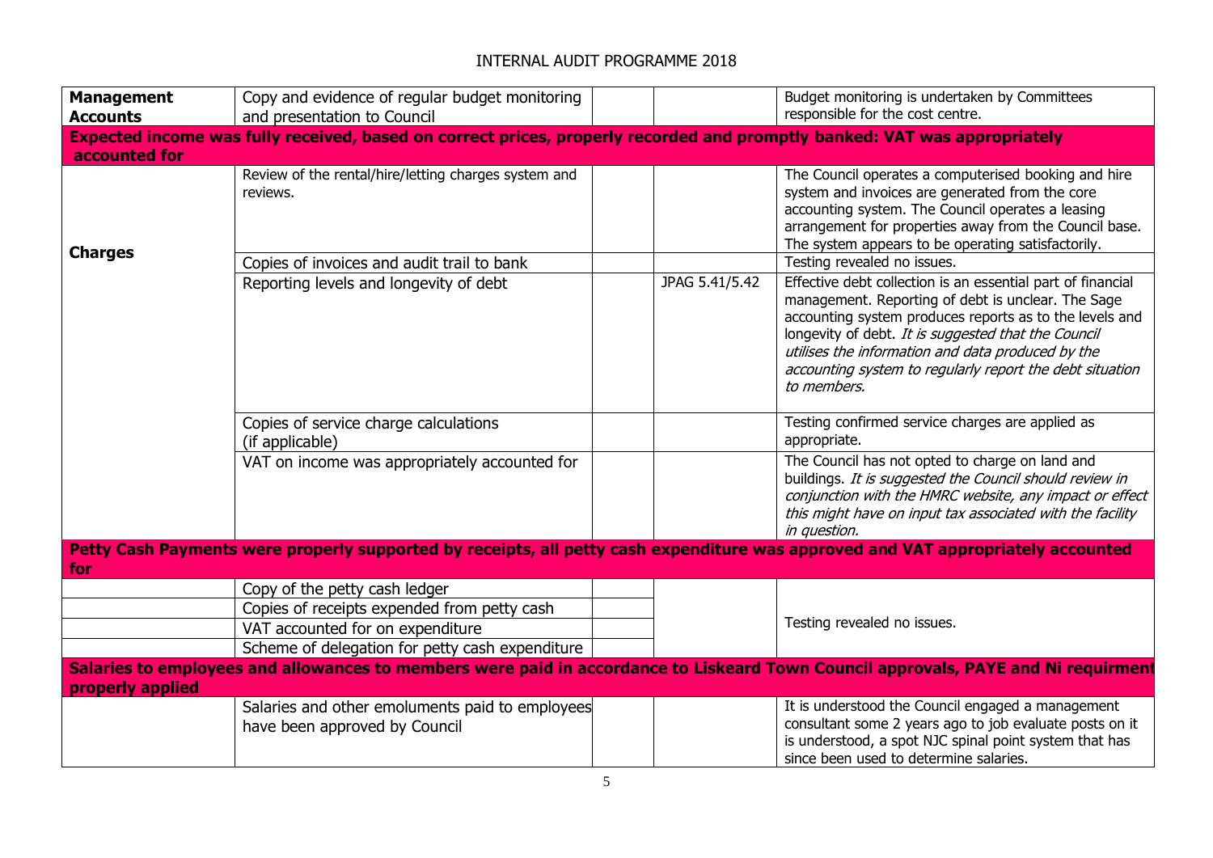| | | | | |
|---|---|---|---|---|
| **Management Accounts** | Copy and evidence of regular budget monitoring and presentation to Council | | | Budget monitoring is undertaken by Committees responsible for the cost centre. |
| **Expected income was fully received, based on correct prices, properly recorded and promptly banked: VAT was appropriately accounted for** | | | | |
| **Charges** | Review of the rental/hire/letting charges system and reviews. | | | The Council operates a computerised booking and hire system and invoices are generated from the core accounting system. The Council operates a leasing arrangement for properties away from the Council base. The system appears to be operating satisfactorily. |
| | Copies of invoices and audit trail to bank | | | Testing revealed no issues. |
| | Reporting levels and longevity of debt | | JPAG 5.41/5.42 | Effective debt collection is an essential part of financial management. Reporting of debt is unclear. The Sage accounting system produces reports as to the levels and longevity of debt. *It is suggested that the Council utilises the information and data produced by the accounting system to regularly report the debt situation to members.* |
| | Copies of service charge calculations (if applicable) | | | Testing confirmed service charges are applied as appropriate. |
| | VAT on income was appropriately accounted for | | | The Council has not opted to charge on land and buildings. *It is suggested the Council should review in conjunction with the HMRC website, any impact or effect this might have on input tax associated with the facility in question.* |
| **Petty Cash Payments were properly supported by receipts, all petty cash expenditure was approved and VAT appropriately accounted for** | | | | |
| | Copy of the petty cash ledger | | | Testing revealed no issues. |
| | Copies of receipts expended from petty cash | | | |
| | VAT accounted for on expenditure | | | |
| | Scheme of delegation for petty cash expenditure | | | |
| **Salaries to employees and allowances to members were paid in accordance to Liskeard Town Council approvals, PAYE and Ni requirment properly applied** | | | | |
| | Salaries and other emoluments paid to employees have been approved by Council | | | It is understood the Council engaged a management consultant some 2 years ago to job evaluate posts on it is understood, a spot NJC spinal point system that has since been used to determine salaries. |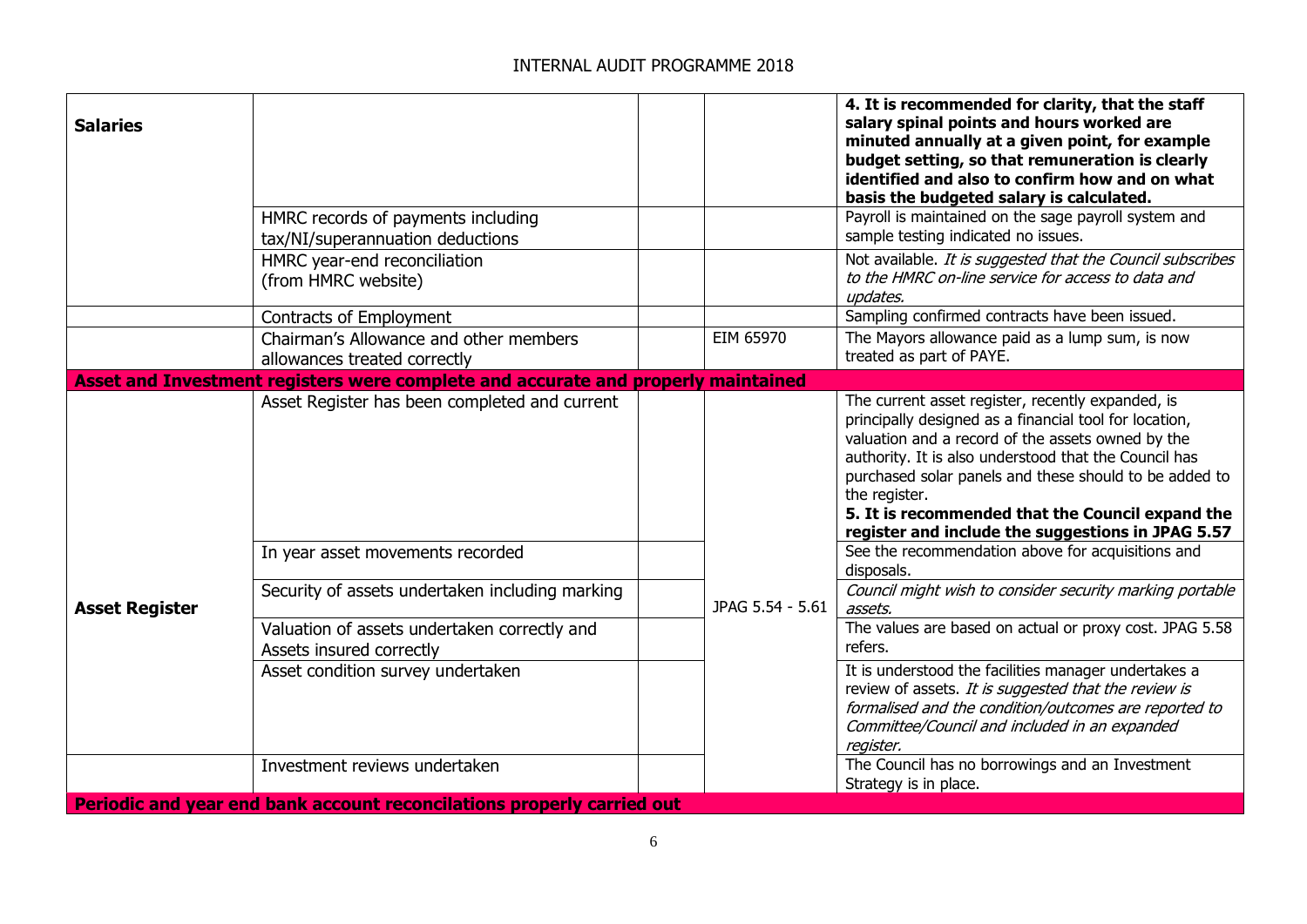| | | | | |
|---|---|---|---|---|
| **Salaries** | | | | **4. It is recommended for clarity, that the staff salary spinal points and hours worked are minuted annually at a given point, for example budget setting, so that remuneration is clearly identified and also to confirm how and on what basis the budgeted salary is calculated.** |
| | HMRC records of payments including tax/NI/superannuation deductions | | | Payroll is maintained on the sage payroll system and sample testing indicated no issues. |
| | HMRC year-end reconciliation (from HMRC website) | | | Not available. *It is suggested that the Council subscribes to the HMRC on-line service for access to data and updates.* |
| | Contracts of Employment | | | Sampling confirmed contracts have been issued. |
| | Chairman's Allowance and other members allowances treated correctly | | EIM 65970 | The Mayors allowance paid as a lump sum, is now treated as part of PAYE. |
| **Asset and Investment registers were complete and accurate and properly maintained** | | | | |
| **Asset Register** | Asset Register has been completed and current | | JPAG 5.54 - 5.61 | The current asset register, recently expanded, is principally designed as a financial tool for location, valuation and a record of the assets owned by the authority. It is also understood that the Council has purchased solar panels and these should to be added to the register. **5. It is recommended that the Council expand the register and include the suggestions in JPAG 5.57** |
| | In year asset movements recorded | | | See the recommendation above for acquisitions and disposals. |
| | Security of assets undertaken including marking | | | *Council might wish to consider security marking portable assets.* |
| | Valuation of assets undertaken correctly and Assets insured correctly | | | The values are based on actual or proxy cost. JPAG 5.58 refers. |
| | Asset condition survey undertaken | | | It is understood the facilities manager undertakes a review of assets. *It is suggested that the review is formalised and the condition/outcomes are reported to Committee/Council and included in an expanded register.* |
| | Investment reviews undertaken | | | The Council has no borrowings and an Investment Strategy is in place. |
| **Periodic and year end bank account reconcilations properly carried out** | | | | |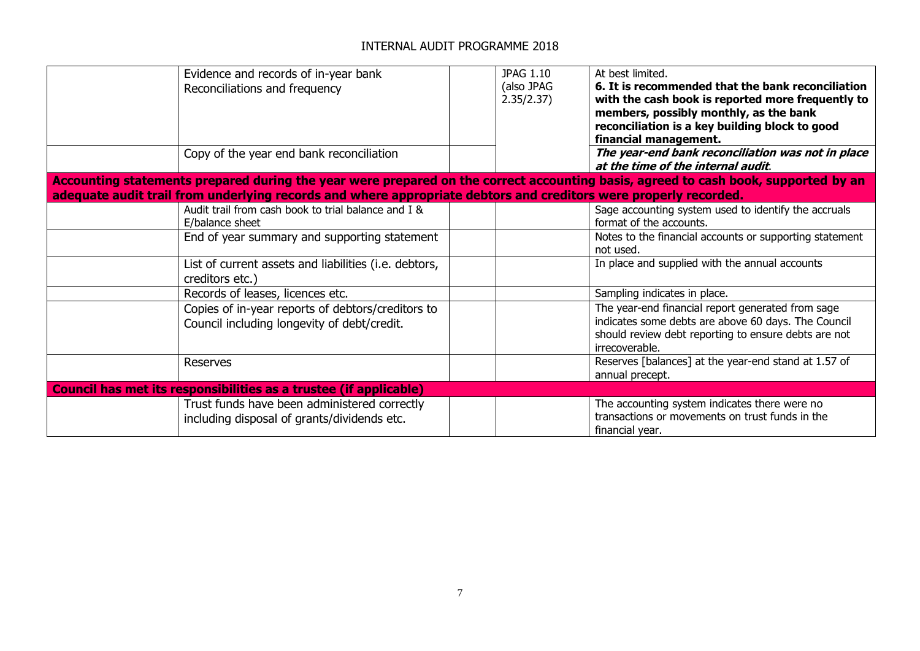| | | | | |
|---|---|---|---|---|
| | Evidence and records of in-year bank Reconciliations and frequency | | JPAG 1.10 (also JPAG 2.35/2.37) | At best limited. **6. It is recommended that the bank reconciliation with the cash book is reported more frequently to members, possibly monthly, as the bank reconciliation is a key building block to good financial management.** |
| | Copy of the year end bank reconciliation | | | ***The year-end bank reconciliation was not in place at the time of the internal audit***. |
| **Accounting statements prepared during the year were prepared on the correct accounting basis, agreed to cash book, supported by an adequate audit trail from underlying records and where appropriate debtors and creditors were properly recorded.** | | | | |
| | Audit trail from cash book to trial balance and I & E/balance sheet | | | Sage accounting system used to identify the accruals format of the accounts. |
| | End of year summary and supporting statement | | | Notes to the financial accounts or supporting statement not used. |
| | List of current assets and liabilities (i.e. debtors, creditors etc.) | | | In place and supplied with the annual accounts |
| | Records of leases, licences etc. | | | Sampling indicates in place. |
| | Copies of in-year reports of debtors/creditors to Council including longevity of debt/credit. | | | The year-end financial report generated from sage indicates some debts are above 60 days. The Council should review debt reporting to ensure debts are not irrecoverable. |
| | Reserves | | | Reserves [balances] at the year-end stand at 1.57 of annual precept. |
| **Council has met its responsibilities as a trustee (if applicable)** | | | | |
| | Trust funds have been administered correctly including disposal of grants/dividends etc. | | | The accounting system indicates there were no transactions or movements on trust funds in the financial year. |